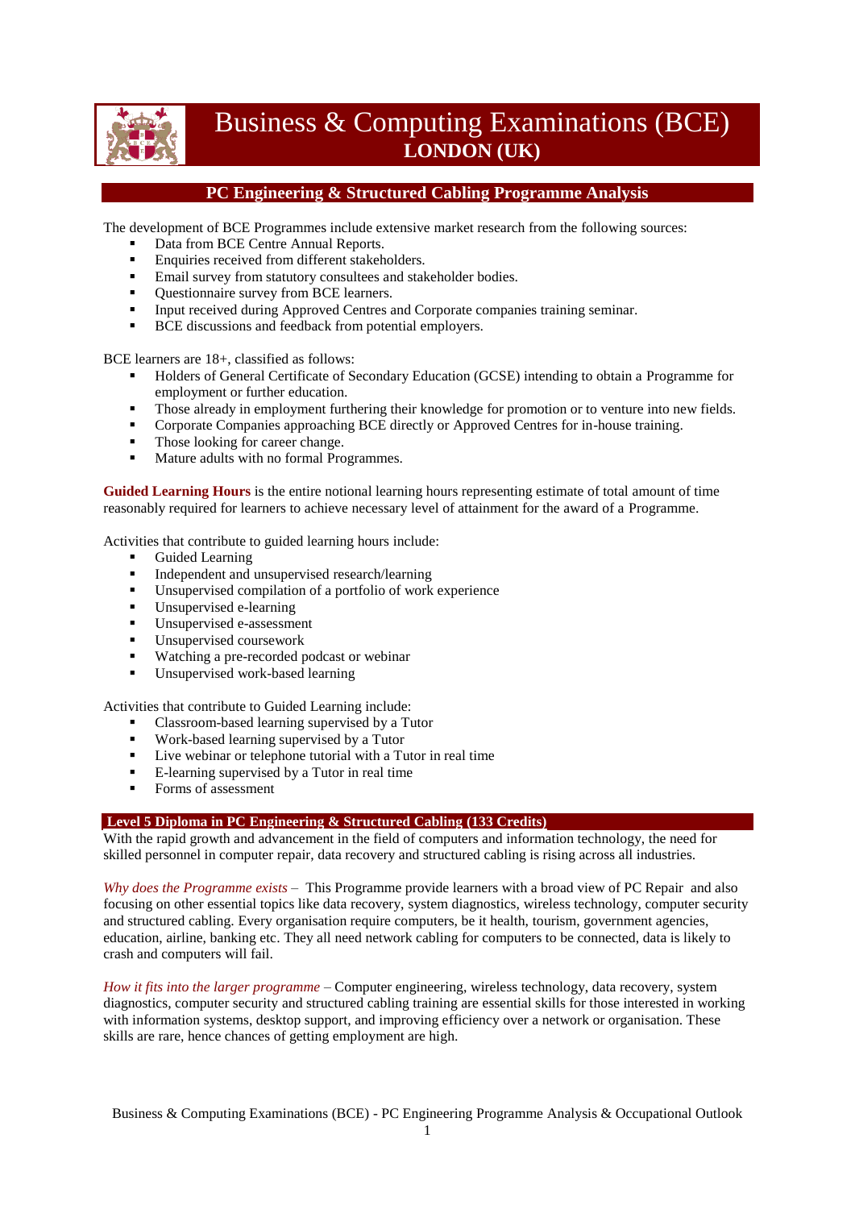# Business & Computing Examinations (BCE)
## LONDON (UK)

## PC Engineering & Structured Cabling Programme Analysis

The development of BCE Programmes include extensive market research from the following sources:

- Data from BCE Centre Annual Reports.
- Enquiries received from different stakeholders.
- Email survey from statutory consultees and stakeholder bodies.
- Questionnaire survey from BCE learners.
- Input received during Approved Centres and Corporate companies training seminar.
- BCE discussions and feedback from potential employers.

BCE learners are 18+, classified as follows:

- Holders of General Certificate of Secondary Education (GCSE) intending to obtain a Programme for employment or further education.
- Those already in employment furthering their knowledge for promotion or to venture into new fields.
- Corporate Companies approaching BCE directly or Approved Centres for in-house training.
- Those looking for career change.
- Mature adults with no formal Programmes.

**Guided Learning Hours** is the entire notional learning hours representing estimate of total amount of time reasonably required for learners to achieve necessary level of attainment for the award of a Programme.

Activities that contribute to guided learning hours include:

- Guided Learning
- Independent and unsupervised research/learning
- Unsupervised compilation of a portfolio of work experience
- Unsupervised e-learning
- Unsupervised e-assessment
- Unsupervised coursework
- Watching a pre-recorded podcast or webinar
- Unsupervised work-based learning

Activities that contribute to Guided Learning include:

- Classroom-based learning supervised by a Tutor
- Work-based learning supervised by a Tutor
- Live webinar or telephone tutorial with a Tutor in real time
- E-learning supervised by a Tutor in real time
- Forms of assessment

### Level 5 Diploma in PC Engineering & Structured Cabling (133 Credits)

With the rapid growth and advancement in the field of computers and information technology, the need for skilled personnel in computer repair, data recovery and structured cabling is rising across all industries.

*Why does the Programme exists –* This Programme provide learners with a broad view of PC Repair and also focusing on other essential topics like data recovery, system diagnostics, wireless technology, computer security and structured cabling. Every organisation require computers, be it health, tourism, government agencies, education, airline, banking etc. They all need network cabling for computers to be connected, data is likely to crash and computers will fail.

*How it fits into the larger programme –* Computer engineering, wireless technology, data recovery, system diagnostics, computer security and structured cabling training are essential skills for those interested in working with information systems, desktop support, and improving efficiency over a network or organisation. These skills are rare, hence chances of getting employment are high.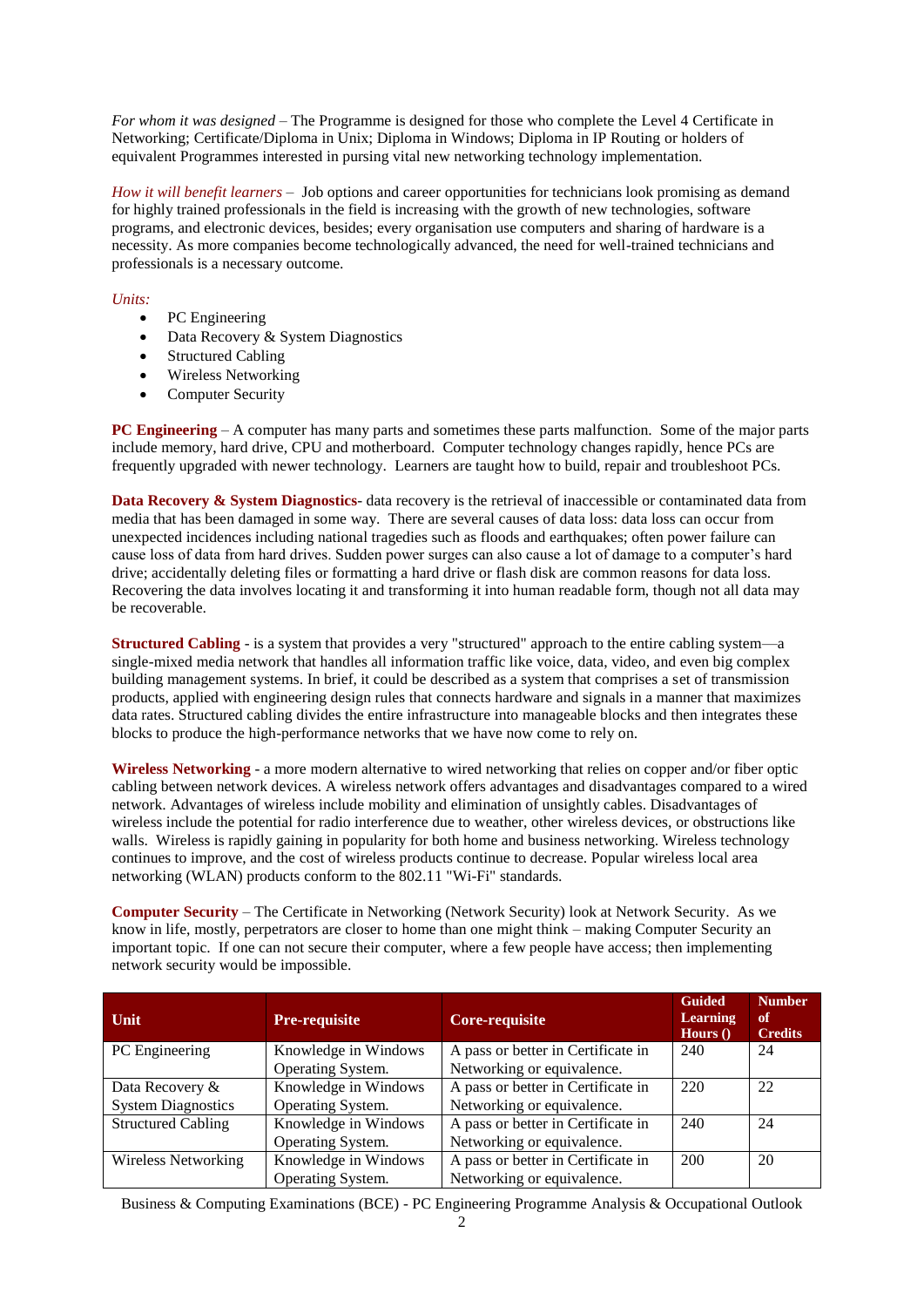*For whom it was designed* – The Programme is designed for those who complete the Level 4 Certificate in Networking; Certificate/Diploma in Unix; Diploma in Windows; Diploma in IP Routing or holders of equivalent Programmes interested in pursing vital new networking technology implementation.

*How it will benefit learners* – Job options and career opportunities for technicians look promising as demand for highly trained professionals in the field is increasing with the growth of new technologies, software programs, and electronic devices, besides; every organisation use computers and sharing of hardware is a necessity. As more companies become technologically advanced, the need for well-trained technicians and professionals is a necessary outcome.

*Units:*

- PC Engineering
- Data Recovery & System Diagnostics
- Structured Cabling
- Wireless Networking
- Computer Security

**PC Engineering** – A computer has many parts and sometimes these parts malfunction. Some of the major parts include memory, hard drive, CPU and motherboard. Computer technology changes rapidly, hence PCs are frequently upgraded with newer technology. Learners are taught how to build, repair and troubleshoot PCs.

**Data Recovery & System Diagnostics**- data recovery is the retrieval of inaccessible or contaminated data from media that has been damaged in some way. There are several causes of data loss: data loss can occur from unexpected incidences including national tragedies such as floods and earthquakes; often power failure can cause loss of data from hard drives. Sudden power surges can also cause a lot of damage to a computer's hard drive; accidentally deleting files or formatting a hard drive or flash disk are common reasons for data loss. Recovering the data involves locating it and transforming it into human readable form, though not all data may be recoverable.

**Structured Cabling** - is a system that provides a very "structured" approach to the entire cabling system—a single-mixed media network that handles all information traffic like voice, data, video, and even big complex building management systems. In brief, it could be described as a system that comprises a set of transmission products, applied with engineering design rules that connects hardware and signals in a manner that maximizes data rates. Structured cabling divides the entire infrastructure into manageable blocks and then integrates these blocks to produce the high-performance networks that we have now come to rely on.

**Wireless Networking** - a more modern alternative to wired networking that relies on copper and/or fiber optic cabling between network devices. A wireless network offers advantages and disadvantages compared to a wired network. Advantages of wireless include mobility and elimination of unsightly cables. Disadvantages of wireless include the potential for radio interference due to weather, other wireless devices, or obstructions like walls. Wireless is rapidly gaining in popularity for both home and business networking. Wireless technology continues to improve, and the cost of wireless products continue to decrease. Popular wireless local area networking (WLAN) products conform to the 802.11 "Wi-Fi" standards.

**Computer Security** – The Certificate in Networking (Network Security) look at Network Security. As we know in life, mostly, perpetrators are closer to home than one might think – making Computer Security an important topic. If one can not secure their computer, where a few people have access; then implementing network security would be impossible.

| Unit | Pre-requisite | Core-requisite | Guided Learning Hours () | Number of Credits |
|---|---|---|---|---|
| PC Engineering | Knowledge in Windows Operating System. | A pass or better in Certificate in Networking or equivalence. | 240 | 24 |
| Data Recovery & System Diagnostics | Knowledge in Windows Operating System. | A pass or better in Certificate in Networking or equivalence. | 220 | 22 |
| Structured Cabling | Knowledge in Windows Operating System. | A pass or better in Certificate in Networking or equivalence. | 240 | 24 |
| Wireless Networking | Knowledge in Windows Operating System. | A pass or better in Certificate in Networking or equivalence. | 200 | 20 |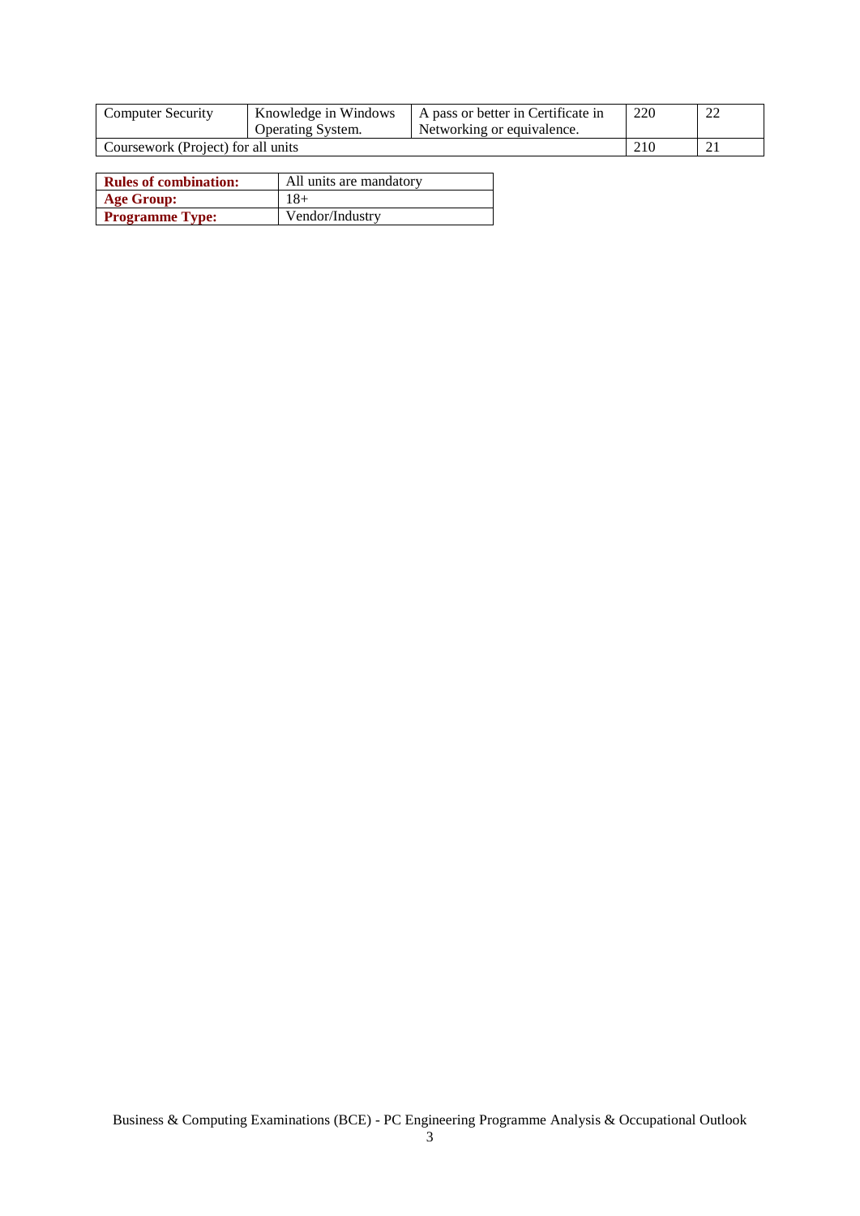| | | | | |
|---|---|---|---|---|
| Computer Security | Knowledge in Windows Operating System. | A pass or better in Certificate in Networking or equivalence. | 220 | 22 |
| Coursework (Project) for all units | | | 210 | 21 |

| | |
|---|---|
| **Rules of combination:** | All units are mandatory |
| **Age Group:** | 18+ |
| **Programme Type:** | Vendor/Industry |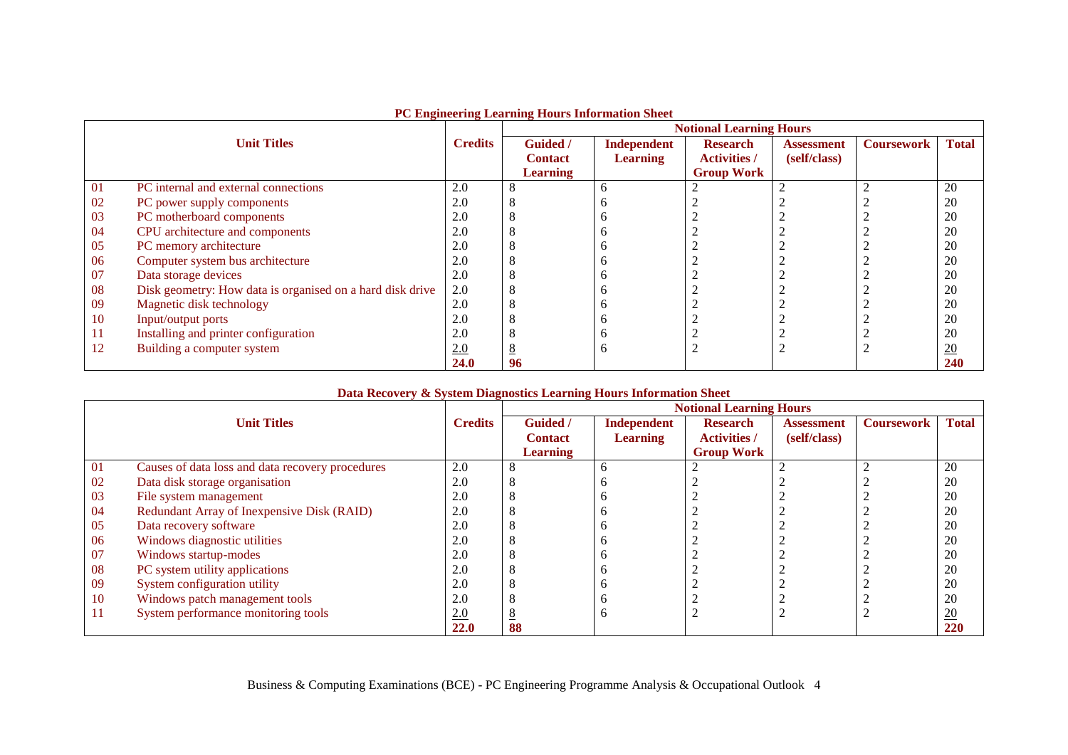## PC Engineering Learning Hours Information Sheet

| | Unit Titles | Credits | Notional Learning Hours | | | | | |
|---|---|---|---|---|---|---|---|---|
| | | | Guided / Contact Learning | Independent Learning | Research Activities / Group Work | Assessment (self/class) | Coursework | Total |
| 01 | PC internal and external connections | 2.0 | 8 | 6 | 2 | 2 | 2 | 20 |
| 02 | PC power supply components | 2.0 | 8 | 6 | 2 | 2 | 2 | 20 |
| 03 | PC motherboard components | 2.0 | 8 | 6 | 2 | 2 | 2 | 20 |
| 04 | CPU architecture and components | 2.0 | 8 | 6 | 2 | 2 | 2 | 20 |
| 05 | PC memory architecture | 2.0 | 8 | 6 | 2 | 2 | 2 | 20 |
| 06 | Computer system bus architecture | 2.0 | 8 | 6 | 2 | 2 | 2 | 20 |
| 07 | Data storage devices | 2.0 | 8 | 6 | 2 | 2 | 2 | 20 |
| 08 | Disk geometry: How data is organised on a hard disk drive | 2.0 | 8 | 6 | 2 | 2 | 2 | 20 |
| 09 | Magnetic disk technology | 2.0 | 8 | 6 | 2 | 2 | 2 | 20 |
| 10 | Input/output ports | 2.0 | 8 | 6 | 2 | 2 | 2 | 20 |
| 11 | Installing and printer configuration | 2.0 | 8 | 6 | 2 | 2 | 2 | 20 |
| 12 | Building a computer system | 2.0 | 8 | 6 | 2 | 2 | 2 | 20 |
| | | **24.0** | **96** | | | | | **240** |

## Data Recovery & System Diagnostics Learning Hours Information Sheet

| | Unit Titles | Credits | Notional Learning Hours | | | | | |
|---|---|---|---|---|---|---|---|---|
| | | | Guided / Contact Learning | Independent Learning | Research Activities / Group Work | Assessment (self/class) | Coursework | Total |
| 01 | Causes of data loss and data recovery procedures | 2.0 | 8 | 6 | 2 | 2 | 2 | 20 |
| 02 | Data disk storage organisation | 2.0 | 8 | 6 | 2 | 2 | 2 | 20 |
| 03 | File system management | 2.0 | 8 | 6 | 2 | 2 | 2 | 20 |
| 04 | Redundant Array of Inexpensive Disk (RAID) | 2.0 | 8 | 6 | 2 | 2 | 2 | 20 |
| 05 | Data recovery software | 2.0 | 8 | 6 | 2 | 2 | 2 | 20 |
| 06 | Windows diagnostic utilities | 2.0 | 8 | 6 | 2 | 2 | 2 | 20 |
| 07 | Windows startup-modes | 2.0 | 8 | 6 | 2 | 2 | 2 | 20 |
| 08 | PC system utility applications | 2.0 | 8 | 6 | 2 | 2 | 2 | 20 |
| 09 | System configuration utility | 2.0 | 8 | 6 | 2 | 2 | 2 | 20 |
| 10 | Windows patch management tools | 2.0 | 8 | 6 | 2 | 2 | 2 | 20 |
| 11 | System performance monitoring tools | 2.0 | 8 | 6 | 2 | 2 | 2 | 20 |
| | | **22.0** | **88** | | | | | **220** |

Business & Computing Examinations (BCE) - PC Engineering Programme Analysis & Occupational Outlook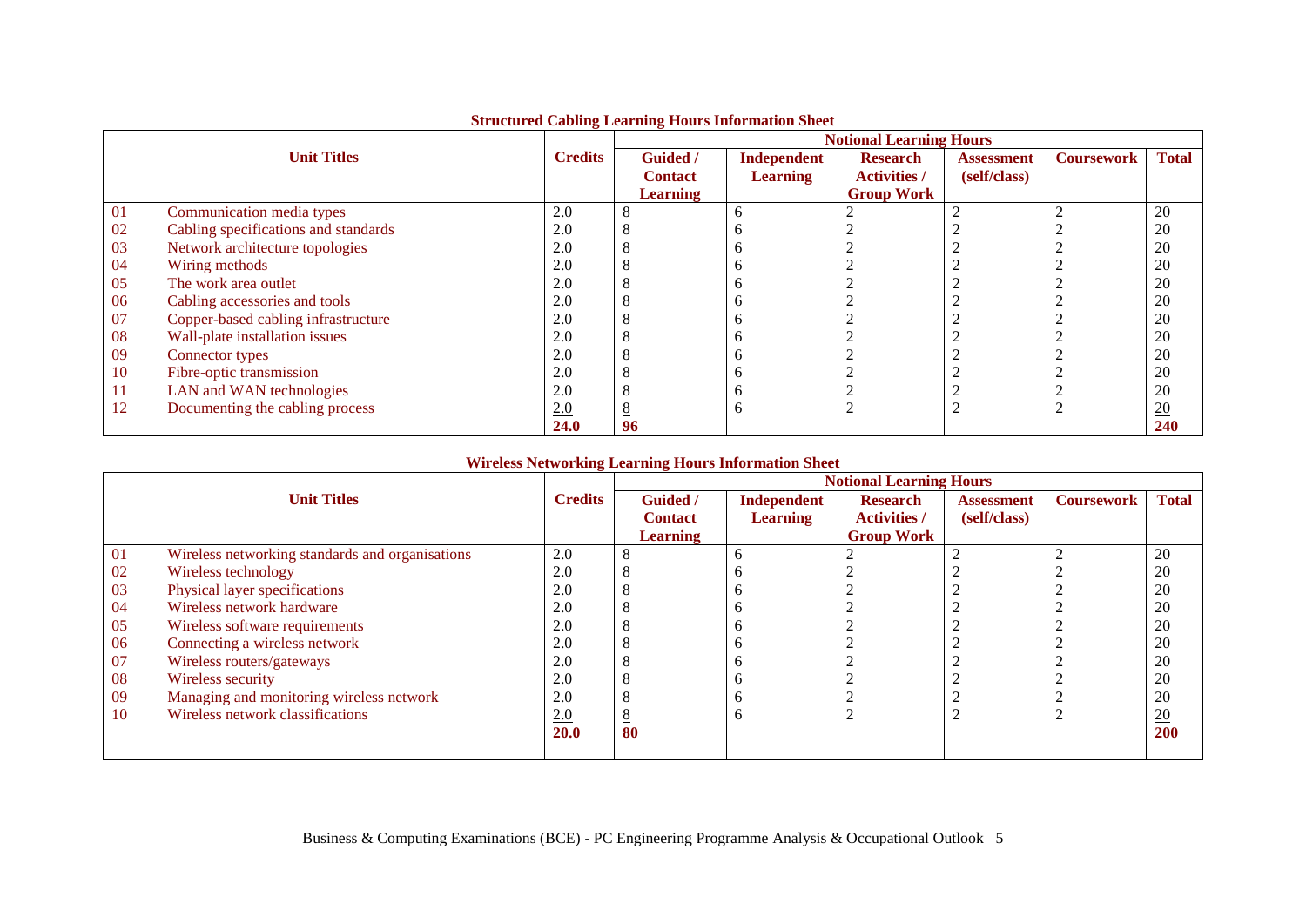**Structured Cabling Learning Hours Information Sheet**

| Unit Titles | | Credits | Notional Learning Hours | | | | | |
|---|---|---|---|---|---|---|---|---|
| | | | Guided / Contact Learning | Independent Learning | Research Activities / Group Work | Assessment (self/class) | Coursework | Total |
| 01 | Communication media types | 2.0 | 8 | 6 | 2 | 2 | 2 | 20 |
| 02 | Cabling specifications and standards | 2.0 | 8 | 6 | 2 | 2 | 2 | 20 |
| 03 | Network architecture topologies | 2.0 | 8 | 6 | 2 | 2 | 2 | 20 |
| 04 | Wiring methods | 2.0 | 8 | 6 | 2 | 2 | 2 | 20 |
| 05 | The work area outlet | 2.0 | 8 | 6 | 2 | 2 | 2 | 20 |
| 06 | Cabling accessories and tools | 2.0 | 8 | 6 | 2 | 2 | 2 | 20 |
| 07 | Copper-based cabling infrastructure | 2.0 | 8 | 6 | 2 | 2 | 2 | 20 |
| 08 | Wall-plate installation issues | 2.0 | 8 | 6 | 2 | 2 | 2 | 20 |
| 09 | Connector types | 2.0 | 8 | 6 | 2 | 2 | 2 | 20 |
| 10 | Fibre-optic transmission | 2.0 | 8 | 6 | 2 | 2 | 2 | 20 |
| 11 | LAN and WAN technologies | 2.0 | 8 | 6 | 2 | 2 | 2 | 20 |
| 12 | Documenting the cabling process | 2.0 | 8 | 6 | 2 | 2 | 2 | 20 |
| | | **24.0** | **96** | | | | | **240** |

**Wireless Networking Learning Hours Information Sheet**

| Unit Titles | | Credits | Notional Learning Hours | | | | | |
|---|---|---|---|---|---|---|---|---|
| | | | Guided / Contact Learning | Independent Learning | Research Activities / Group Work | Assessment (self/class) | Coursework | Total |
| 01 | Wireless networking standards and organisations | 2.0 | 8 | 6 | 2 | 2 | 2 | 20 |
| 02 | Wireless technology | 2.0 | 8 | 6 | 2 | 2 | 2 | 20 |
| 03 | Physical layer specifications | 2.0 | 8 | 6 | 2 | 2 | 2 | 20 |
| 04 | Wireless network hardware | 2.0 | 8 | 6 | 2 | 2 | 2 | 20 |
| 05 | Wireless software requirements | 2.0 | 8 | 6 | 2 | 2 | 2 | 20 |
| 06 | Connecting a wireless network | 2.0 | 8 | 6 | 2 | 2 | 2 | 20 |
| 07 | Wireless routers/gateways | 2.0 | 8 | 6 | 2 | 2 | 2 | 20 |
| 08 | Wireless security | 2.0 | 8 | 6 | 2 | 2 | 2 | 20 |
| 09 | Managing and monitoring wireless network | 2.0 | 8 | 6 | 2 | 2 | 2 | 20 |
| 10 | Wireless network classifications | 2.0 | 8 | 6 | 2 | 2 | 2 | 20 |
| | | **20.0** | **80** | | | | | **200** |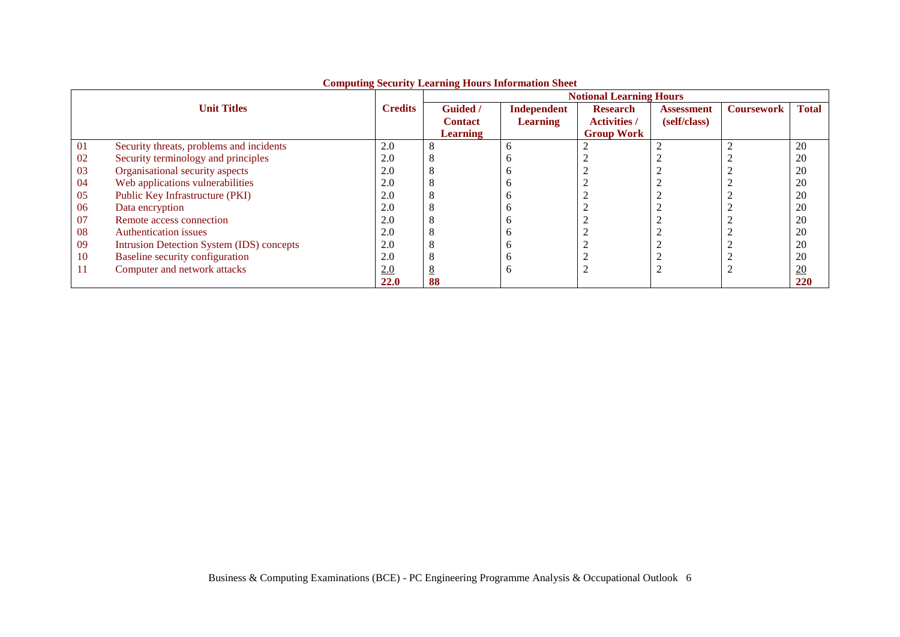**Computing Security Learning Hours Information Sheet**

| Unit Titles | | Credits | Notional Learning Hours | | | | | |
|---|---|---|---|---|---|---|---|---|
| | | | Guided / Contact Learning | Independent Learning | Research Activities / Group Work | Assessment (self/class) | Coursework | Total |
| 01 | Security threats, problems and incidents | 2.0 | 8 | 6 | 2 | 2 | 2 | 20 |
| 02 | Security terminology and principles | 2.0 | 8 | 6 | 2 | 2 | 2 | 20 |
| 03 | Organisational security aspects | 2.0 | 8 | 6 | 2 | 2 | 2 | 20 |
| 04 | Web applications vulnerabilities | 2.0 | 8 | 6 | 2 | 2 | 2 | 20 |
| 05 | Public Key Infrastructure (PKI) | 2.0 | 8 | 6 | 2 | 2 | 2 | 20 |
| 06 | Data encryption | 2.0 | 8 | 6 | 2 | 2 | 2 | 20 |
| 07 | Remote access connection | 2.0 | 8 | 6 | 2 | 2 | 2 | 20 |
| 08 | Authentication issues | 2.0 | 8 | 6 | 2 | 2 | 2 | 20 |
| 09 | Intrusion Detection System (IDS) concepts | 2.0 | 8 | 6 | 2 | 2 | 2 | 20 |
| 10 | Baseline security configuration | 2.0 | 8 | 6 | 2 | 2 | 2 | 20 |
| 11 | Computer and network attacks | 2.0 | 8 | 6 | 2 | 2 | 2 | 20 |
| | | **22.0** | **88** | | | | | **220** |